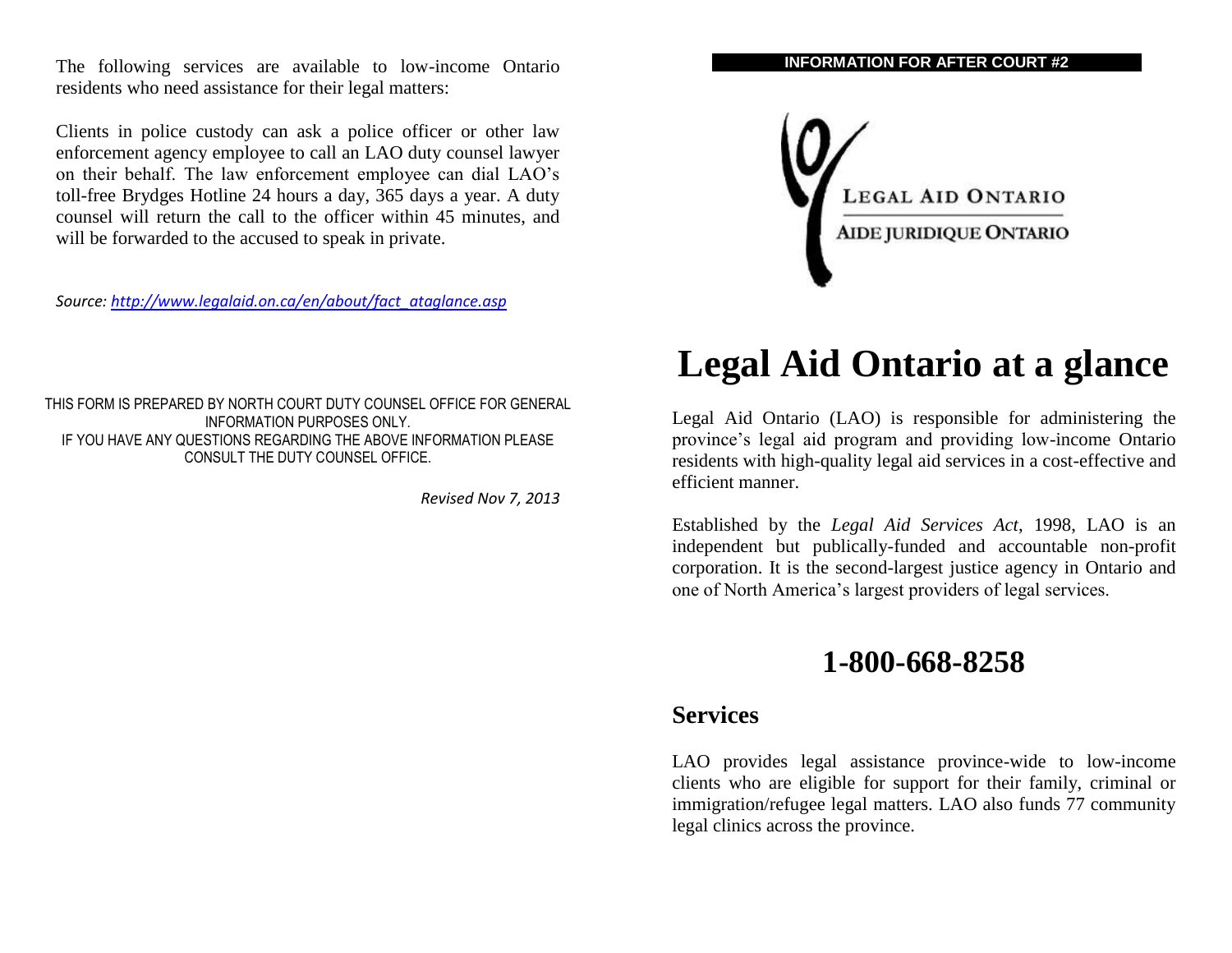**INFORMATION FOR AFTER COURT #2**

LEGAL AID ONTARIO

AIDE JURIDIQUE ONTARIO

# Legal Aid Ontario at a glance

Legal Aid Ontario (LAO) is responsible for administering the province's legal aid program and providing low-income Ontario residents with high-quality legal aid services in a cost-effective and efficient manner.

Established by the *Legal Aid Services Act*, 1998, LAO is an independent but publically-funded and accountable non-profit corporation. It is the second-largest justice agency in Ontario and one of North America's largest providers of legal services.

## 1-800-668-8258

## Services

LAO provides legal assistance province-wide to low-income clients who are eligible for support for their family, criminal or immigration/refugee legal matters. LAO also funds 77 community legal clinics across the province.

The following services are available to low-income Ontario residents who need assistance for their legal matters:

Clients in police custody can ask a police officer or other law enforcement agency employee to call an LAO duty counsel lawyer on their behalf. The law enforcement employee can dial LAO's toll-free Brydges Hotline 24 hours a day, 365 days a year. A duty counsel will return the call to the officer within 45 minutes, and will be forwarded to the accused to speak in private.

*Source: http://www.legalaid.on.ca/en/about/fact_ataglance.asp*

THIS FORM IS PREPARED BY NORTH COURT DUTY COUNSEL OFFICE FOR GENERAL INFORMATION PURPOSES ONLY.
IF YOU HAVE ANY QUESTIONS REGARDING THE ABOVE INFORMATION PLEASE CONSULT THE DUTY COUNSEL OFFICE.

*Revised Nov 7, 2013*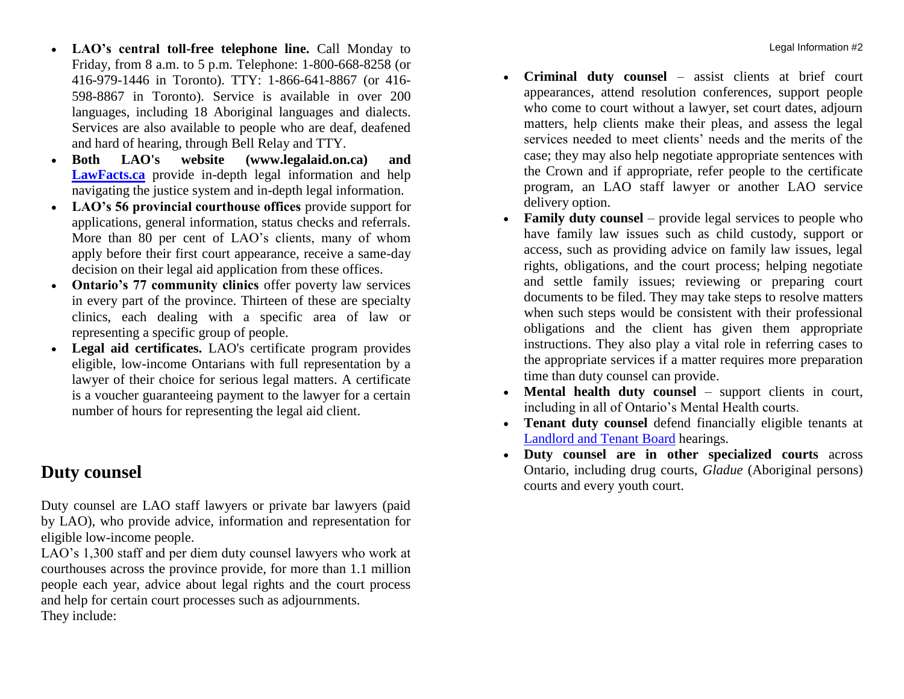- **LAO's central toll-free telephone line.** Call Monday to Friday, from 8 a.m. to 5 p.m. Telephone: 1-800-668-8258 (or 416-979-1446 in Toronto). TTY: 1-866-641-8867 (or 416-598-8867 in Toronto). Service is available in over 200 languages, including 18 Aboriginal languages and dialects. Services are also available to people who are deaf, deafened and hard of hearing, through Bell Relay and TTY.
- **Both LAO's website (www.legalaid.on.ca) and [LawFacts.ca](LawFacts.ca)** provide in-depth legal information and help navigating the justice system and in-depth legal information.
- **LAO's 56 provincial courthouse offices** provide support for applications, general information, status checks and referrals. More than 80 per cent of LAO's clients, many of whom apply before their first court appearance, receive a same-day decision on their legal aid application from these offices.
- **Ontario's 77 community clinics** offer poverty law services in every part of the province. Thirteen of these are specialty clinics, each dealing with a specific area of law or representing a specific group of people.
- **Legal aid certificates.** LAO's certificate program provides eligible, low-income Ontarians with full representation by a lawyer of their choice for serious legal matters. A certificate is a voucher guaranteeing payment to the lawyer for a certain number of hours for representing the legal aid client.

## Duty counsel

Duty counsel are LAO staff lawyers or private bar lawyers (paid by LAO), who provide advice, information and representation for eligible low-income people.

LAO's 1,300 staff and per diem duty counsel lawyers who work at courthouses across the province provide, for more than 1.1 million people each year, advice about legal rights and the court process and help for certain court processes such as adjournments.

They include:

- **Criminal duty counsel** – assist clients at brief court appearances, attend resolution conferences, support people who come to court without a lawyer, set court dates, adjourn matters, help clients make their pleas, and assess the legal services needed to meet clients' needs and the merits of the case; they may also help negotiate appropriate sentences with the Crown and if appropriate, refer people to the certificate program, an LAO staff lawyer or another LAO service delivery option.
- **Family duty counsel** – provide legal services to people who have family law issues such as child custody, support or access, such as providing advice on family law issues, legal rights, obligations, and the court process; helping negotiate and settle family issues; reviewing or preparing court documents to be filed. They may take steps to resolve matters when such steps would be consistent with their professional obligations and the client has given them appropriate instructions. They also play a vital role in referring cases to the appropriate services if a matter requires more preparation time than duty counsel can provide.
- **Mental health duty counsel** – support clients in court, including in all of Ontario's Mental Health courts.
- **Tenant duty counsel** defend financially eligible tenants at Landlord and Tenant Board hearings.
- **Duty counsel are in other specialized courts** across Ontario, including drug courts, *Gladue* (Aboriginal persons) courts and every youth court.